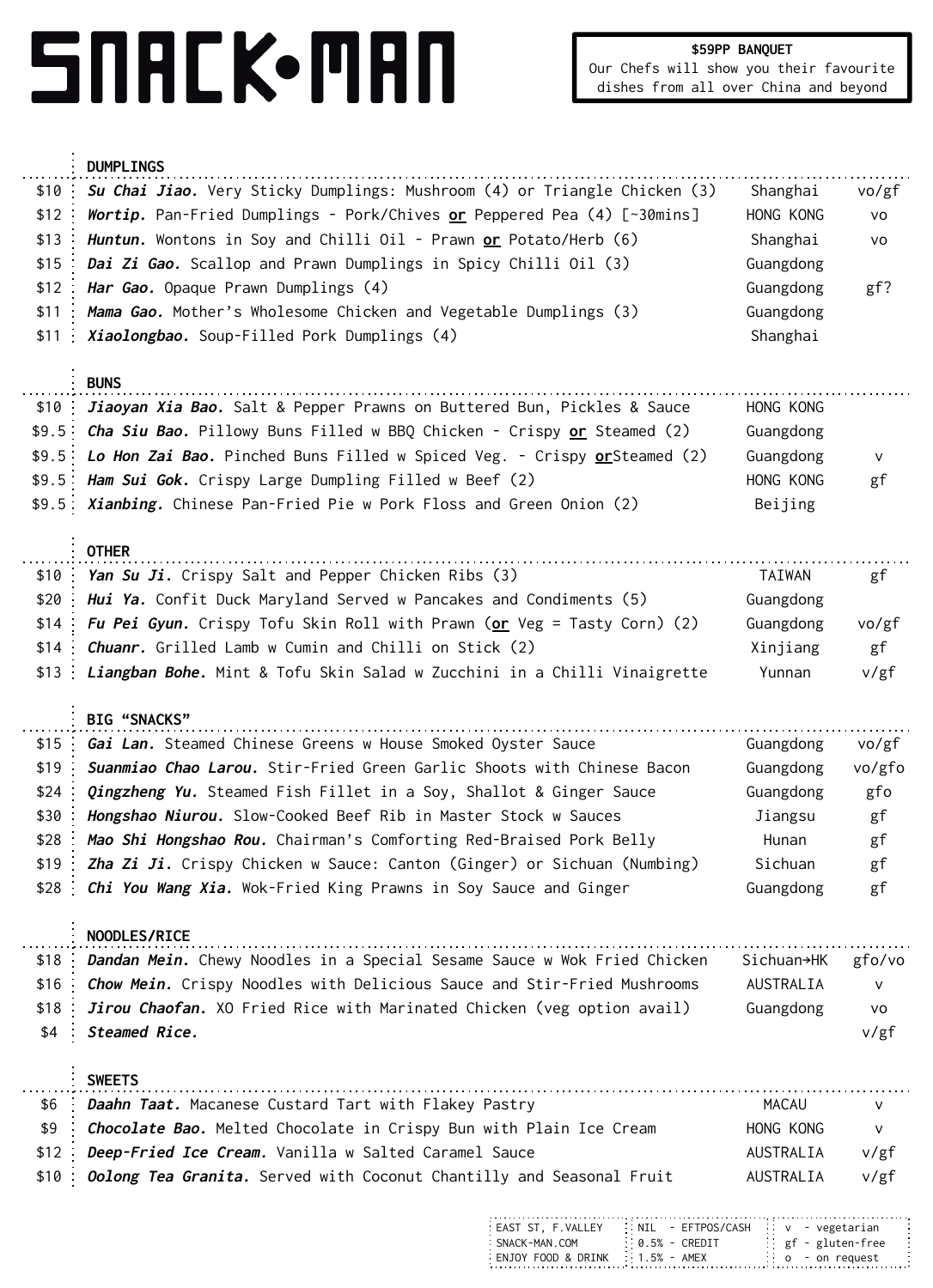# SNACK•MAN

**$59PP BANQUET**
Our Chefs will show you their favourite dishes from all over China and beyond

## DUMPLINGS

| Price | Dish | Region | Diet |
|---|---|---|---|
| $10 | ***Su Chai Jiao.*** Very Sticky Dumplings: Mushroom (4) or Triangle Chicken (3) | Shanghai | vo/gf |
| $12 | ***Wortip.*** Pan-Fried Dumplings - Pork/Chives **or** Peppered Pea (4) [~30mins] | HONG KONG | vo |
| $13 | ***Huntun.*** Wontons in Soy and Chilli Oil - Prawn **or** Potato/Herb (6) | Shanghai | vo |
| $15 | ***Dai Zi Gao.*** Scallop and Prawn Dumplings in Spicy Chilli Oil (3) | Guangdong | |
| $12 | ***Har Gao.*** Opaque Prawn Dumplings (4) | Guangdong | gf? |
| $11 | ***Mama Gao.*** Mother's Wholesome Chicken and Vegetable Dumplings (3) | Guangdong | |
| $11 | ***Xiaolongbao.*** Soup-Filled Pork Dumplings (4) | Shanghai | |

## BUNS

| Price | Dish | Region | Diet |
|---|---|---|---|
| $10 | ***Jiaoyan Xia Bao.*** Salt & Pepper Prawns on Buttered Bun, Pickles & Sauce | HONG KONG | |
| $9.5 | ***Cha Siu Bao.*** Pillowy Buns Filled w BBQ Chicken - Crispy **or** Steamed (2) | Guangdong | |
| $9.5 | ***Lo Hon Zai Bao.*** Pinched Buns Filled w Spiced Veg. - Crispy **or**Steamed (2) | Guangdong | v |
| $9.5 | ***Ham Sui Gok.*** Crispy Large Dumpling Filled w Beef (2) | HONG KONG | gf |
| $9.5 | ***Xianbing.*** Chinese Pan-Fried Pie w Pork Floss and Green Onion (2) | Beijing | |

## OTHER

| Price | Dish | Region | Diet |
|---|---|---|---|
| $10 | ***Yan Su Ji.*** Crispy Salt and Pepper Chicken Ribs (3) | TAIWAN | gf |
| $20 | ***Hui Ya.*** Confit Duck Maryland Served w Pancakes and Condiments (5) | Guangdong | |
| $14 | ***Fu Pei Gyun.*** Crispy Tofu Skin Roll with Prawn (**or** Veg = Tasty Corn) (2) | Guangdong | vo/gf |
| $14 | ***Chuanr.*** Grilled Lamb w Cumin and Chilli on Stick (2) | Xinjiang | gf |
| $13 | ***Liangban Bohe.*** Mint & Tofu Skin Salad w Zucchini in a Chilli Vinaigrette | Yunnan | v/gf |

## BIG "SNACKS"

| Price | Dish | Region | Diet |
|---|---|---|---|
| $15 | ***Gai Lan.*** Steamed Chinese Greens w House Smoked Oyster Sauce | Guangdong | vo/gf |
| $19 | ***Suanmiao Chao Larou.*** Stir-Fried Green Garlic Shoots with Chinese Bacon | Guangdong | vo/gfo |
| $24 | ***Qingzheng Yu.*** Steamed Fish Fillet in a Soy, Shallot & Ginger Sauce | Guangdong | gfo |
| $30 | ***Hongshao Niurou.*** Slow-Cooked Beef Rib in Master Stock w Sauces | Jiangsu | gf |
| $28 | ***Mao Shi Hongshao Rou.*** Chairman's Comforting Red-Braised Pork Belly | Hunan | gf |
| $19 | ***Zha Zi Ji.*** Crispy Chicken w Sauce: Canton (Ginger) or Sichuan (Numbing) | Sichuan | gf |
| $28 | ***Chi You Wang Xia.*** Wok-Fried King Prawns in Soy Sauce and Ginger | Guangdong | gf |

## NOODLES/RICE

| Price | Dish | Region | Diet |
|---|---|---|---|
| $18 | ***Dandan Mein.*** Chewy Noodles in a Special Sesame Sauce w Wok Fried Chicken | Sichuan→HK | gfo/vo |
| $16 | ***Chow Mein.*** Crispy Noodles with Delicious Sauce and Stir-Fried Mushrooms | AUSTRALIA | v |
| $18 | ***Jirou Chaofan.*** XO Fried Rice with Marinated Chicken (veg option avail) | Guangdong | vo |
| $4 | ***Steamed Rice.*** | | v/gf |

## SWEETS

| Price | Dish | Region | Diet |
|---|---|---|---|
| $6 | ***Daahn Taat.*** Macanese Custard Tart with Flakey Pastry | MACAU | v |
| $9 | ***Chocolate Bao.*** Melted Chocolate in Crispy Bun with Plain Ice Cream | HONG KONG | v |
| $12 | ***Deep-Fried Ice Cream.*** Vanilla w Salted Caramel Sauce | AUSTRALIA | v/gf |
| $10 | ***Oolong Tea Granita.*** Served with Coconut Chantilly and Seasonal Fruit | AUSTRALIA | v/gf |

| | | |
|---|---|---|
| EAST ST, F.VALLEY | NIL - EFTPOS/CASH | v - vegetarian |
| SNACK-MAN.COM | 0.5% - CREDIT | gf - gluten-free |
| ENJOY FOOD & DRINK | 1.5% - AMEX | o - on request |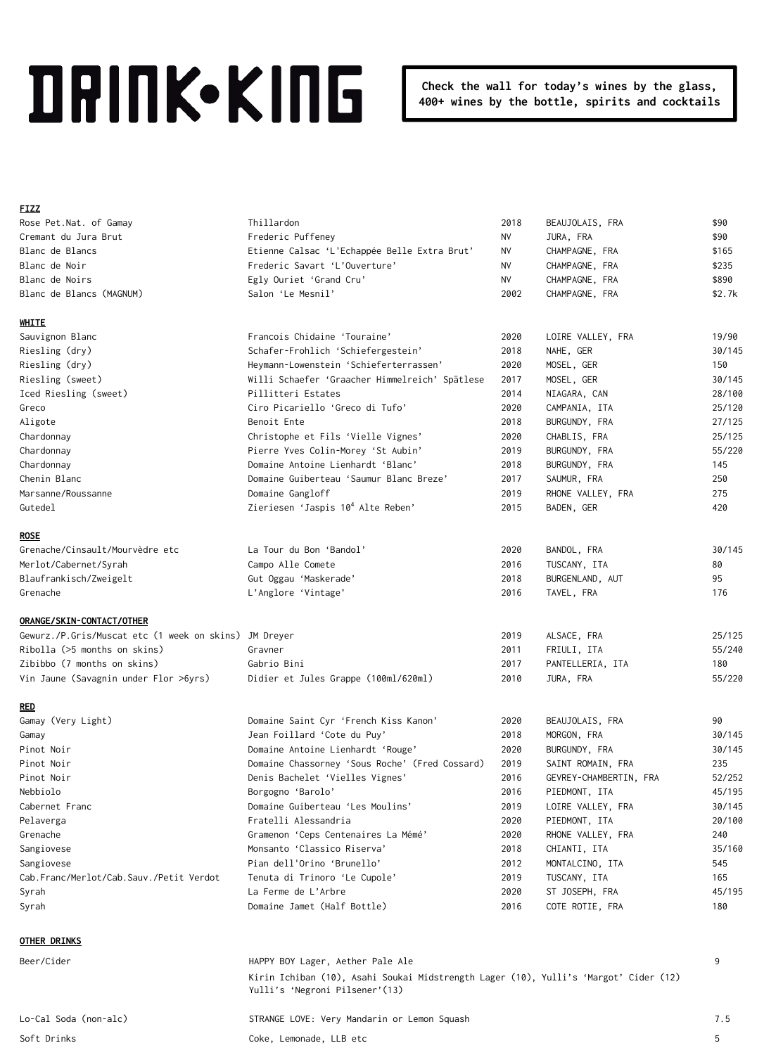# DRINK•KING

**Check the wall for today's wines by the glass, 400+ wines by the bottle, spirits and cocktails**

**FIZZ**

| | | | | |
|---|---|---|---|---|
| Rose Pet.Nat. of Gamay | Thillardon | 2018 | BEAUJOLAIS, FRA | $90 |
| Cremant du Jura Brut | Frederic Puffeney | NV | JURA, FRA | $90 |
| Blanc de Blancs | Etienne Calsac 'L'Echappée Belle Extra Brut' | NV | CHAMPAGNE, FRA | $165 |
| Blanc de Noir | Frederic Savart 'L'Ouverture' | NV | CHAMPAGNE, FRA | $235 |
| Blanc de Noirs | Egly Ouriet 'Grand Cru' | NV | CHAMPAGNE, FRA | $890 |
| Blanc de Blancs (MAGNUM) | Salon 'Le Mesnil' | 2002 | CHAMPAGNE, FRA | $2.7k |

**WHITE**

| | | | | |
|---|---|---|---|---|
| Sauvignon Blanc | Francois Chidaine 'Touraine' | 2020 | LOIRE VALLEY, FRA | 19/90 |
| Riesling (dry) | Schafer-Frohlich 'Schiefergestein' | 2018 | NAHE, GER | 30/145 |
| Riesling (dry) | Heymann-Lowenstein 'Schieferterrassen' | 2020 | MOSEL, GER | 150 |
| Riesling (sweet) | Willi Schaefer 'Graacher Himmelreich' Spätlese | 2017 | MOSEL, GER | 30/145 |
| Iced Riesling (sweet) | Pillitteri Estates | 2014 | NIAGARA, CAN | 28/100 |
| Greco | Ciro Picariello 'Greco di Tufo' | 2020 | CAMPANIA, ITA | 25/120 |
| Aligote | Benoit Ente | 2018 | BURGUNDY, FRA | 27/125 |
| Chardonnay | Christophe et Fils 'Vielle Vignes' | 2020 | CHABLIS, FRA | 25/125 |
| Chardonnay | Pierre Yves Colin-Morey 'St Aubin' | 2019 | BURGUNDY, FRA | 55/220 |
| Chardonnay | Domaine Antoine Lienhardt 'Blanc' | 2018 | BURGUNDY, FRA | 145 |
| Chenin Blanc | Domaine Guiberteau 'Saumur Blanc Breze' | 2017 | SAUMUR, FRA | 250 |
| Marsanne/Roussanne | Domaine Gangloff | 2019 | RHONE VALLEY, FRA | 275 |
| Gutedel | Zieriesen 'Jaspis 10$^4$ Alte Reben' | 2015 | BADEN, GER | 420 |

**ROSE**

| | | | | |
|---|---|---|---|---|
| Grenache/Cinsault/Mourvèdre etc | La Tour du Bon 'Bandol' | 2020 | BANDOL, FRA | 30/145 |
| Merlot/Cabernet/Syrah | Campo Alle Comete | 2016 | TUSCANY, ITA | 80 |
| Blaufrankisch/Zweigelt | Gut Oggau 'Maskerade' | 2018 | BURGENLAND, AUT | 95 |
| Grenache | L'Anglore 'Vintage' | 2016 | TAVEL, FRA | 176 |

**ORANGE/SKIN-CONTACT/OTHER**

| | | | | |
|---|---|---|---|---|
| Gewurz./P.Gris/Muscat etc (1 week on skins) | JM Dreyer | 2019 | ALSACE, FRA | 25/125 |
| Ribolla (>5 months on skins) | Gravner | 2011 | FRIULI, ITA | 55/240 |
| Zibibbo (7 months on skins) | Gabrio Bini | 2017 | PANTELLERIA, ITA | 180 |
| Vin Jaune (Savagnin under Flor >6yrs) | Didier et Jules Grappe (100ml/620ml) | 2010 | JURA, FRA | 55/220 |

**RED**

| | | | | |
|---|---|---|---|---|
| Gamay (Very Light) | Domaine Saint Cyr 'French Kiss Kanon' | 2020 | BEAUJOLAIS, FRA | 90 |
| Gamay | Jean Foillard 'Cote du Puy' | 2018 | MORGON, FRA | 30/145 |
| Pinot Noir | Domaine Antoine Lienhardt 'Rouge' | 2020 | BURGUNDY, FRA | 30/145 |
| Pinot Noir | Domaine Chassorney 'Sous Roche' (Fred Cossard) | 2019 | SAINT ROMAIN, FRA | 235 |
| Pinot Noir | Denis Bachelet 'Vielles Vignes' | 2016 | GEVREY-CHAMBERTIN, FRA | 52/252 |
| Nebbiolo | Borgogno 'Barolo' | 2016 | PIEDMONT, ITA | 45/195 |
| Cabernet Franc | Domaine Guiberteau 'Les Moulins' | 2019 | LOIRE VALLEY, FRA | 30/145 |
| Pelaverga | Fratelli Alessandria | 2020 | PIEDMONT, ITA | 20/100 |
| Grenache | Gramenon 'Ceps Centenaires La Mémé' | 2020 | RHONE VALLEY, FRA | 240 |
| Sangiovese | Monsanto 'Classico Riserva' | 2018 | CHIANTI, ITA | 35/160 |
| Sangiovese | Pian dell'Orino 'Brunello' | 2012 | MONTALCINO, ITA | 545 |
| Cab.Franc/Merlot/Cab.Sauv./Petit Verdot | Tenuta di Trinoro 'Le Cupole' | 2019 | TUSCANY, ITA | 165 |
| Syrah | La Ferme de L'Arbre | 2020 | ST JOSEPH, FRA | 45/195 |
| Syrah | Domaine Jamet (Half Bottle) | 2016 | COTE ROTIE, FRA | 180 |

**OTHER DRINKS**

| | | |
|---|---|---|
| Beer/Cider | HAPPY BOY Lager, Aether Pale Ale | 9 |
| | Kirin Ichiban (10), Asahi Soukai Midstrength Lager (10), Yulli's 'Margot' Cider (12) Yulli's 'Negroni Pilsener'(13) | |
| Lo-Cal Soda (non-alc) | STRANGE LOVE: Very Mandarin or Lemon Squash | 7.5 |
| Soft Drinks | Coke, Lemonade, LLB etc | 5 |